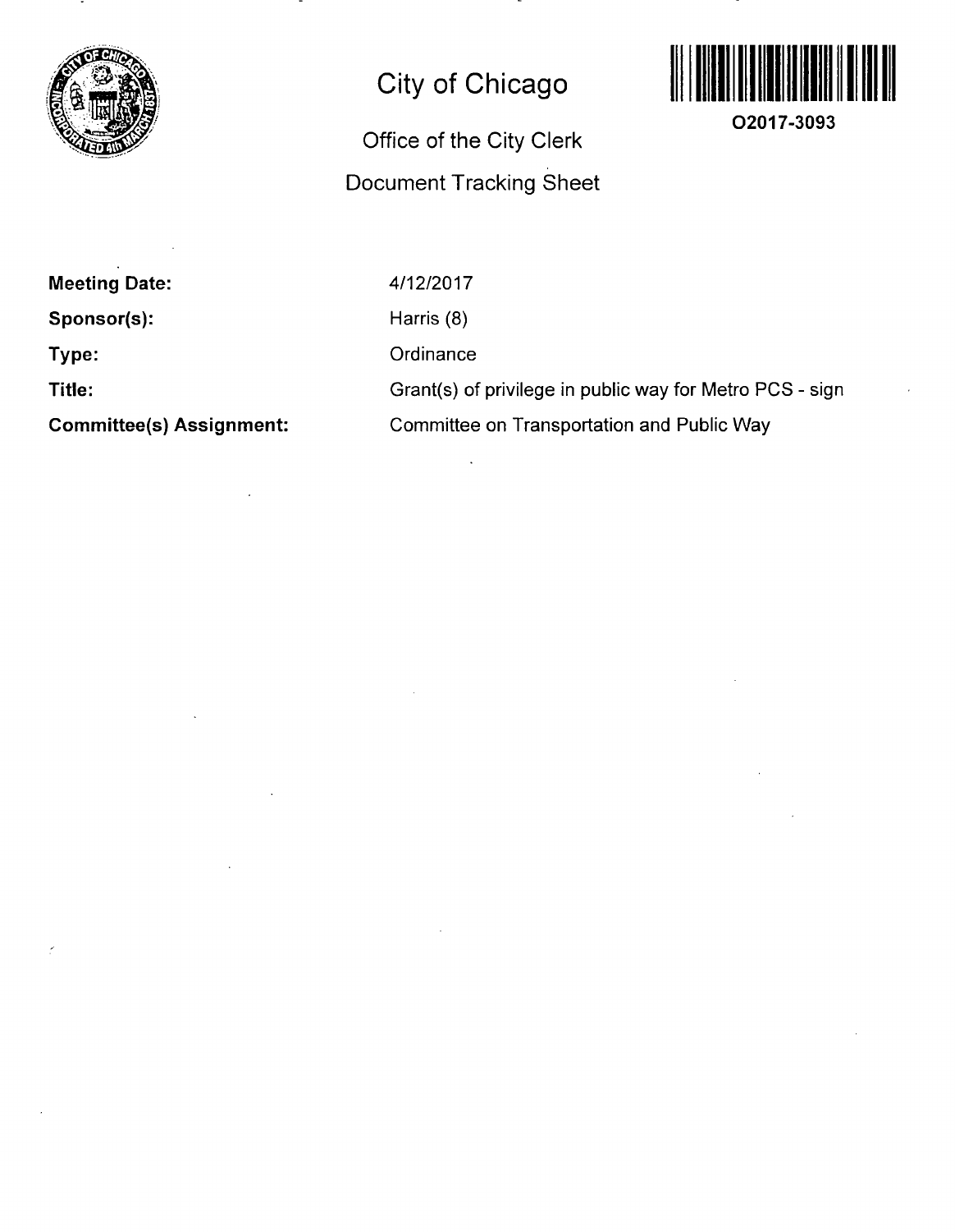# City of Chicago

## Office of the City Clerk

## Document Tracking Sheet

O2017-3093

| | |
|---|---|
| **Meeting Date:** | 4/12/2017 |
| **Sponsor(s):** | Harris (8) |
| **Type:** | Ordinance |
| **Title:** | Grant(s) of privilege in public way for Metro PCS - sign |
| **Committee(s) Assignment:** | Committee on Transportation and Public Way |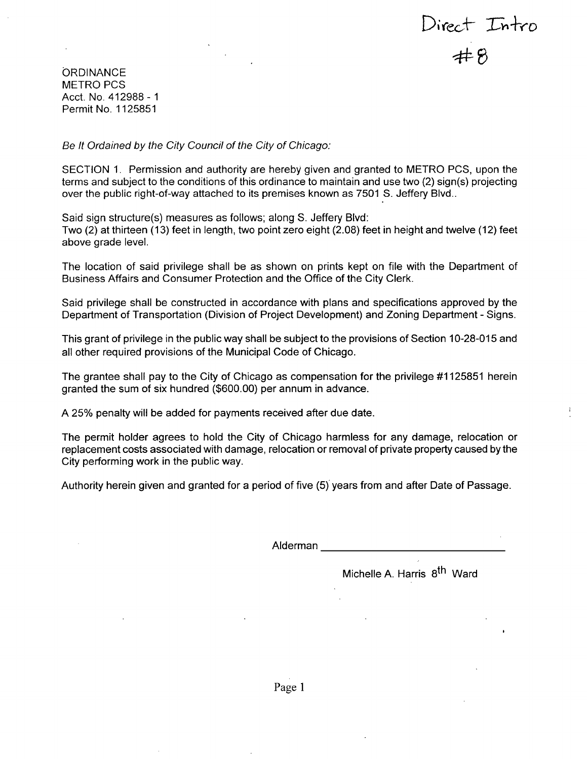Direct Intro #8

ORDINANCE
METRO PCS
Acct. No. 412988 - 1
Permit No. 1125851

*Be It Ordained by the City Council of the City of Chicago:*

SECTION 1. Permission and authority are hereby given and granted to METRO PCS, upon the terms and subject to the conditions of this ordinance to maintain and use two (2) sign(s) projecting over the public right-of-way attached to its premises known as 7501 S. Jeffery Blvd..

Said sign structure(s) measures as follows; along S. Jeffery Blvd:
Two (2) at thirteen (13) feet in length, two point zero eight (2.08) feet in height and twelve (12) feet above grade level.

The location of said privilege shall be as shown on prints kept on file with the Department of Business Affairs and Consumer Protection and the Office of the City Clerk.

Said privilege shall be constructed in accordance with plans and specifications approved by the Department of Transportation (Division of Project Development) and Zoning Department - Signs.

This grant of privilege in the public way shall be subject to the provisions of Section 10-28-015 and all other required provisions of the Municipal Code of Chicago.

The grantee shall pay to the City of Chicago as compensation for the privilege #1125851 herein granted the sum of six hundred ($600.00) per annum in advance.

A 25% penalty will be added for payments received after due date.

The permit holder agrees to hold the City of Chicago harmless for any damage, relocation or replacement costs associated with damage, relocation or removal of private property caused by the City performing work in the public way.

Authority herein given and granted for a period of five (5) years from and after Date of Passage.

Alderman ______________________________

Michelle A. Harris 8th Ward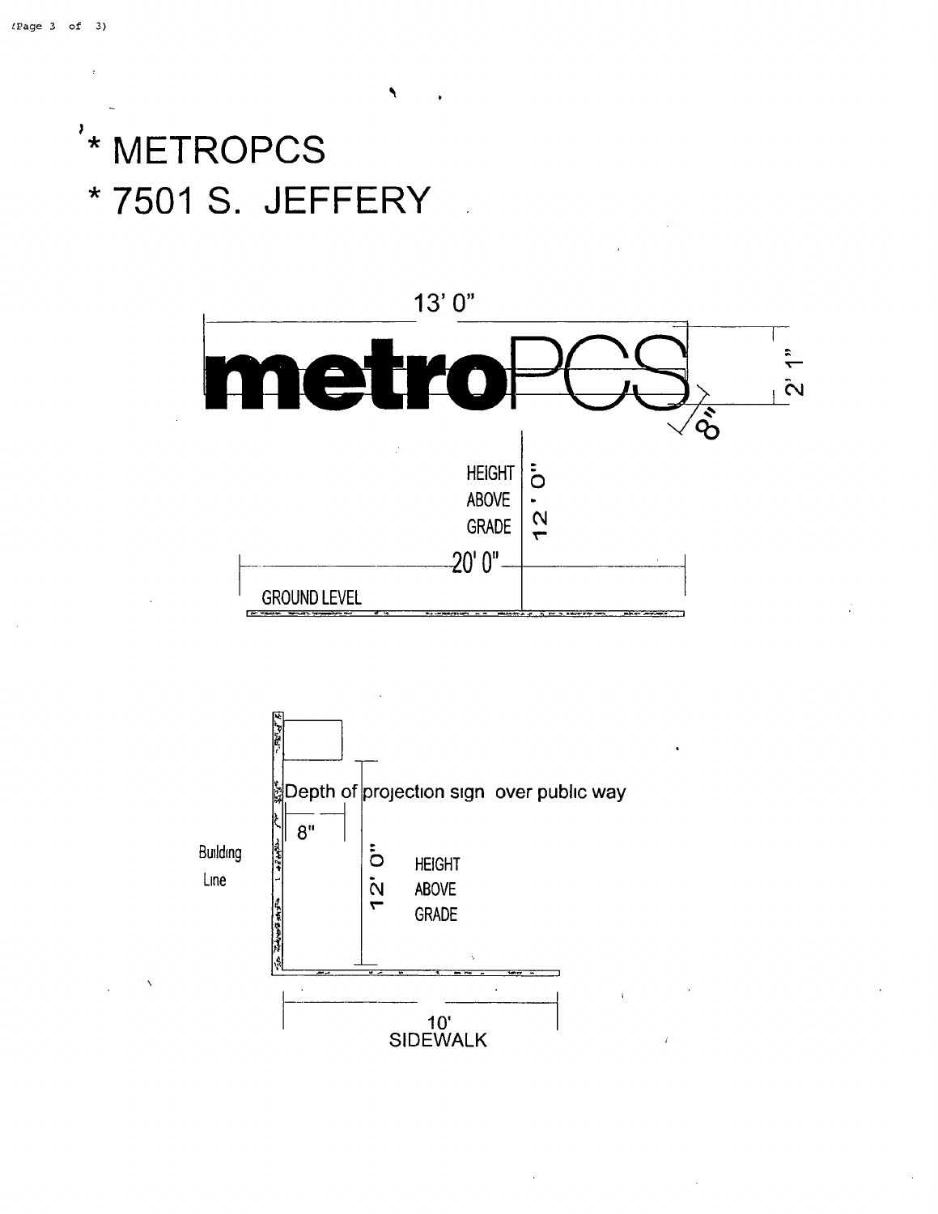* METROPCS
* 7501 S. JEFFERY

13' 0"

metroPCS

2' 1"

8"

HEIGHT ABOVE GRADE 12' 0"

20' 0"

GROUND LEVEL

Depth of projection sign over public way

8"

Building Line

12' 0" HEIGHT ABOVE GRADE

10' SIDEWALK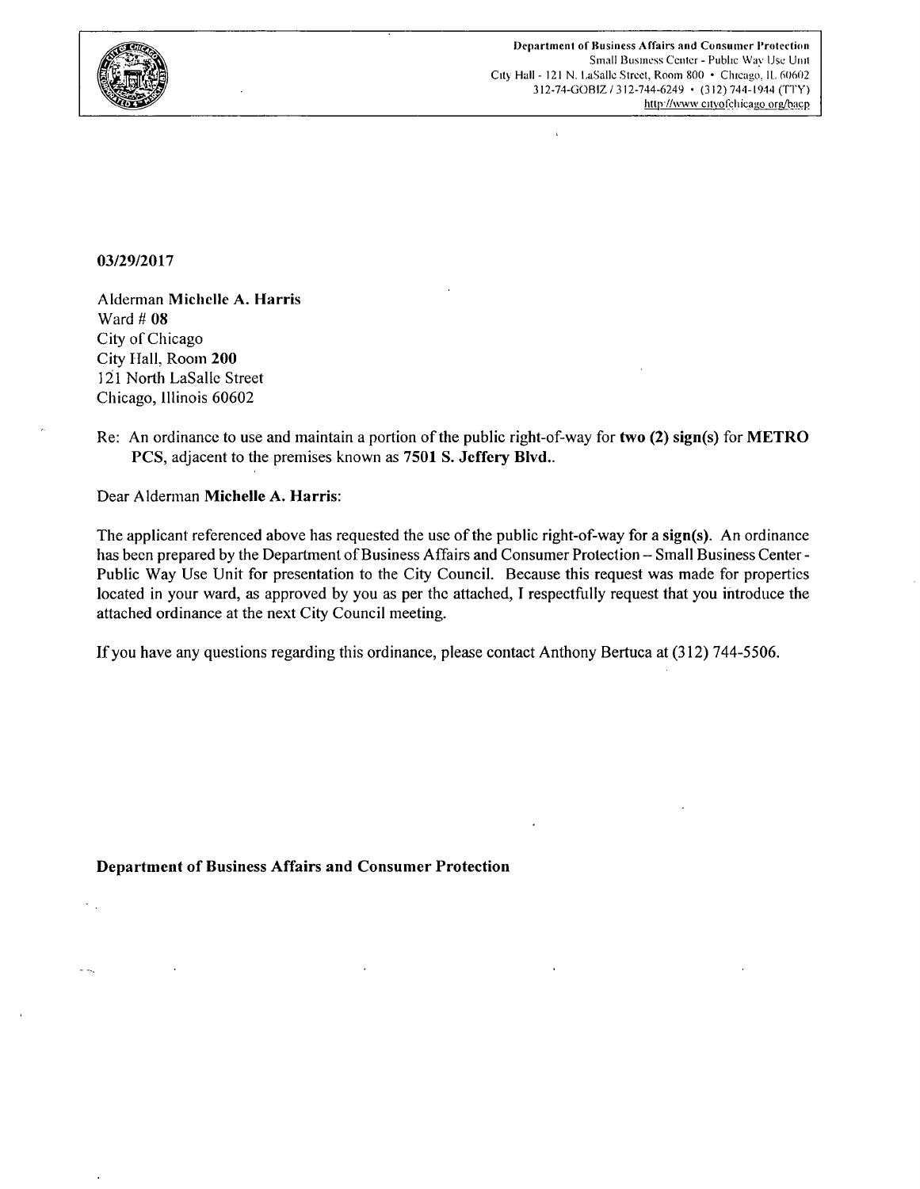**Department of Business Affairs and Consumer Protection**
Small Business Center - Public Way Use Unit
City Hall - 121 N. LaSalle Street, Room 800 • Chicago, IL 60602
312-74-GOBIZ / 312-744-6249 • (312) 744-1944 (TTY)
http://www.cityofchicago.org/bacp

**03/29/2017**

Alderman **Michelle A. Harris**
Ward # **08**
City of Chicago
City Hall, Room **200**
121 North LaSalle Street
Chicago, Illinois 60602

Re: An ordinance to use and maintain a portion of the public right-of-way for **two (2) sign(s)** for **METRO PCS**, adjacent to the premises known as **7501 S. Jeffery Blvd.**.

Dear Alderman **Michelle A. Harris**:

The applicant referenced above has requested the use of the public right-of-way for **a sign(s)**. An ordinance has been prepared by the Department of Business Affairs and Consumer Protection – Small Business Center - Public Way Use Unit for presentation to the City Council. Because this request was made for properties located in your ward, as approved by you as per the attached, I respectfully request that you introduce the attached ordinance at the next City Council meeting.

If you have any questions regarding this ordinance, please contact Anthony Bertuca at (312) 744-5506.

**Department of Business Affairs and Consumer Protection**